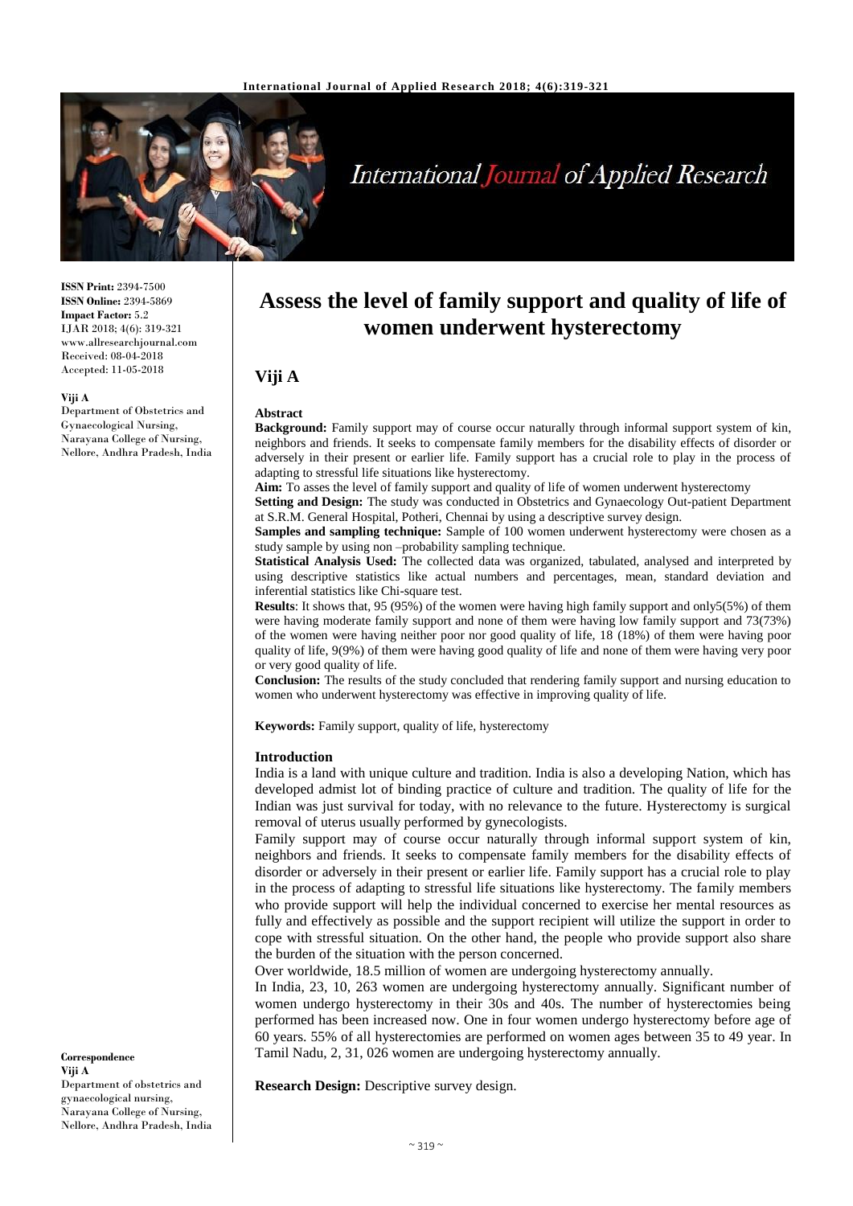# Assess the level of family support and quality of life of women underwent hysterectomy

**ISSN Print:** 2394-7500
**ISSN Online:** 2394-5869
**Impact Factor:** 5.2
IJAR 2018; 4(6): 319-321
www.allresearchjournal.com
Received: 08-04-2018
Accepted: 11-05-2018

**Viji A**
Department of Obstetrics and Gynaecological Nursing, Narayana College of Nursing, Nellore, Andhra Pradesh, India

**Correspondence**
**Viji A**
Department of obstetrics and gynaecological nursing, Narayana College of Nursing, Nellore, Andhra Pradesh, India

## Viji A

### Abstract

**Background:** Family support may of course occur naturally through informal support system of kin, neighbors and friends. It seeks to compensate family members for the disability effects of disorder or adversely in their present or earlier life. Family support has a crucial role to play in the process of adapting to stressful life situations like hysterectomy.

**Aim:** To asses the level of family support and quality of life of women underwent hysterectomy

**Setting and Design:** The study was conducted in Obstetrics and Gynaecology Out-patient Department at S.R.M. General Hospital, Potheri, Chennai by using a descriptive survey design.

**Samples and sampling technique:** Sample of 100 women underwent hysterectomy were chosen as a study sample by using non –probability sampling technique.

**Statistical Analysis Used:** The collected data was organized, tabulated, analysed and interpreted by using descriptive statistics like actual numbers and percentages, mean, standard deviation and inferential statistics like Chi-square test.

**Results**: It shows that, 95 (95%) of the women were having high family support and only5(5%) of them were having moderate family support and none of them were having low family support and 73(73%) of the women were having neither poor nor good quality of life, 18 (18%) of them were having poor quality of life, 9(9%) of them were having good quality of life and none of them were having very poor or very good quality of life.

**Conclusion:** The results of the study concluded that rendering family support and nursing education to women who underwent hysterectomy was effective in improving quality of life.

**Keywords:** Family support, quality of life, hysterectomy

### Introduction

India is a land with unique culture and tradition. India is also a developing Nation, which has developed admist lot of binding practice of culture and tradition. The quality of life for the Indian was just survival for today, with no relevance to the future. Hysterectomy is surgical removal of uterus usually performed by gynecologists.

Family support may of course occur naturally through informal support system of kin, neighbors and friends. It seeks to compensate family members for the disability effects of disorder or adversely in their present or earlier life. Family support has a crucial role to play in the process of adapting to stressful life situations like hysterectomy. The family members who provide support will help the individual concerned to exercise her mental resources as fully and effectively as possible and the support recipient will utilize the support in order to cope with stressful situation. On the other hand, the people who provide support also share the burden of the situation with the person concerned.

Over worldwide, 18.5 million of women are undergoing hysterectomy annually.

In India, 23, 10, 263 women are undergoing hysterectomy annually. Significant number of women undergo hysterectomy in their 30s and 40s. The number of hysterectomies being performed has been increased now. One in four women undergo hysterectomy before age of 60 years. 55% of all hysterectomies are performed on women ages between 35 to 49 year. In Tamil Nadu, 2, 31, 026 women are undergoing hysterectomy annually.

**Research Design:** Descriptive survey design.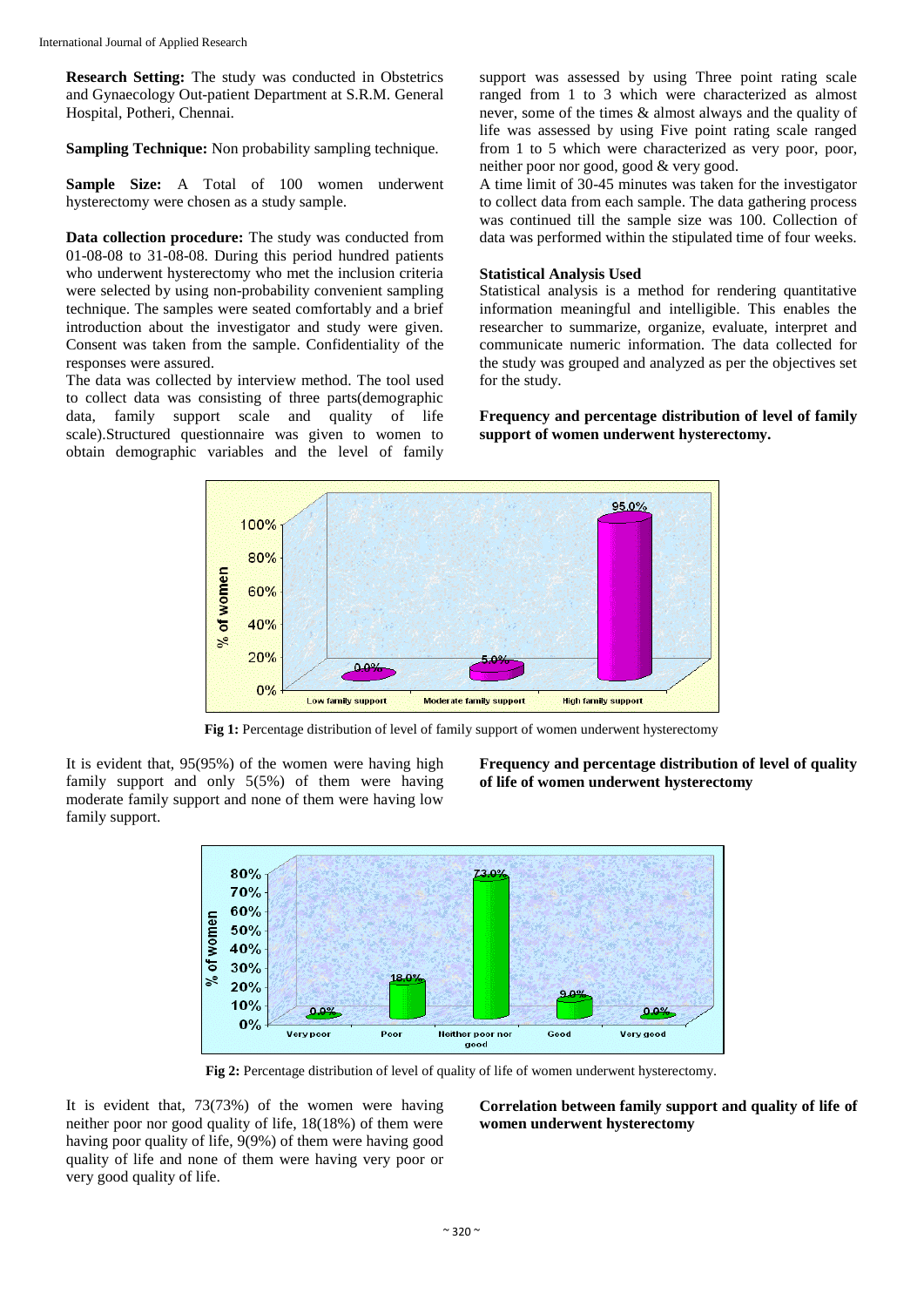**Research Setting:** The study was conducted in Obstetrics and Gynaecology Out-patient Department at S.R.M. General Hospital, Potheri, Chennai.

**Sampling Technique:** Non probability sampling technique.

**Sample Size:** A Total of 100 women underwent hysterectomy were chosen as a study sample.

**Data collection procedure:** The study was conducted from 01-08-08 to 31-08-08. During this period hundred patients who underwent hysterectomy who met the inclusion criteria were selected by using non-probability convenient sampling technique. The samples were seated comfortably and a brief introduction about the investigator and study were given. Consent was taken from the sample. Confidentiality of the responses were assured.

The data was collected by interview method. The tool used to collect data was consisting of three parts(demographic data, family support scale and quality of life scale).Structured questionnaire was given to women to obtain demographic variables and the level of family support was assessed by using Three point rating scale ranged from 1 to 3 which were characterized as almost never, some of the times & almost always and the quality of life was assessed by using Five point rating scale ranged from 1 to 5 which were characterized as very poor, poor, neither poor nor good, good & very good.

A time limit of 30-45 minutes was taken for the investigator to collect data from each sample. The data gathering process was continued till the sample size was 100. Collection of data was performed within the stipulated time of four weeks.

### Statistical Analysis Used

Statistical analysis is a method for rendering quantitative information meaningful and intelligible. This enables the researcher to summarize, organize, evaluate, interpret and communicate numeric information. The data collected for the study was grouped and analyzed as per the objectives set for the study.

**Frequency and percentage distribution of level of family support of women underwent hysterectomy.**

**Fig 1:** Percentage distribution of level of family support of women underwent hysterectomy

It is evident that, 95(95%) of the women were having high family support and only 5(5%) of them were having moderate family support and none of them were having low family support.

**Frequency and percentage distribution of level of quality of life of women underwent hysterectomy**

**Fig 2:** Percentage distribution of level of quality of life of women underwent hysterectomy.

It is evident that, 73(73%) of the women were having neither poor nor good quality of life, 18(18%) of them were having poor quality of life, 9(9%) of them were having good quality of life and none of them were having very poor or very good quality of life.

**Correlation between family support and quality of life of women underwent hysterectomy**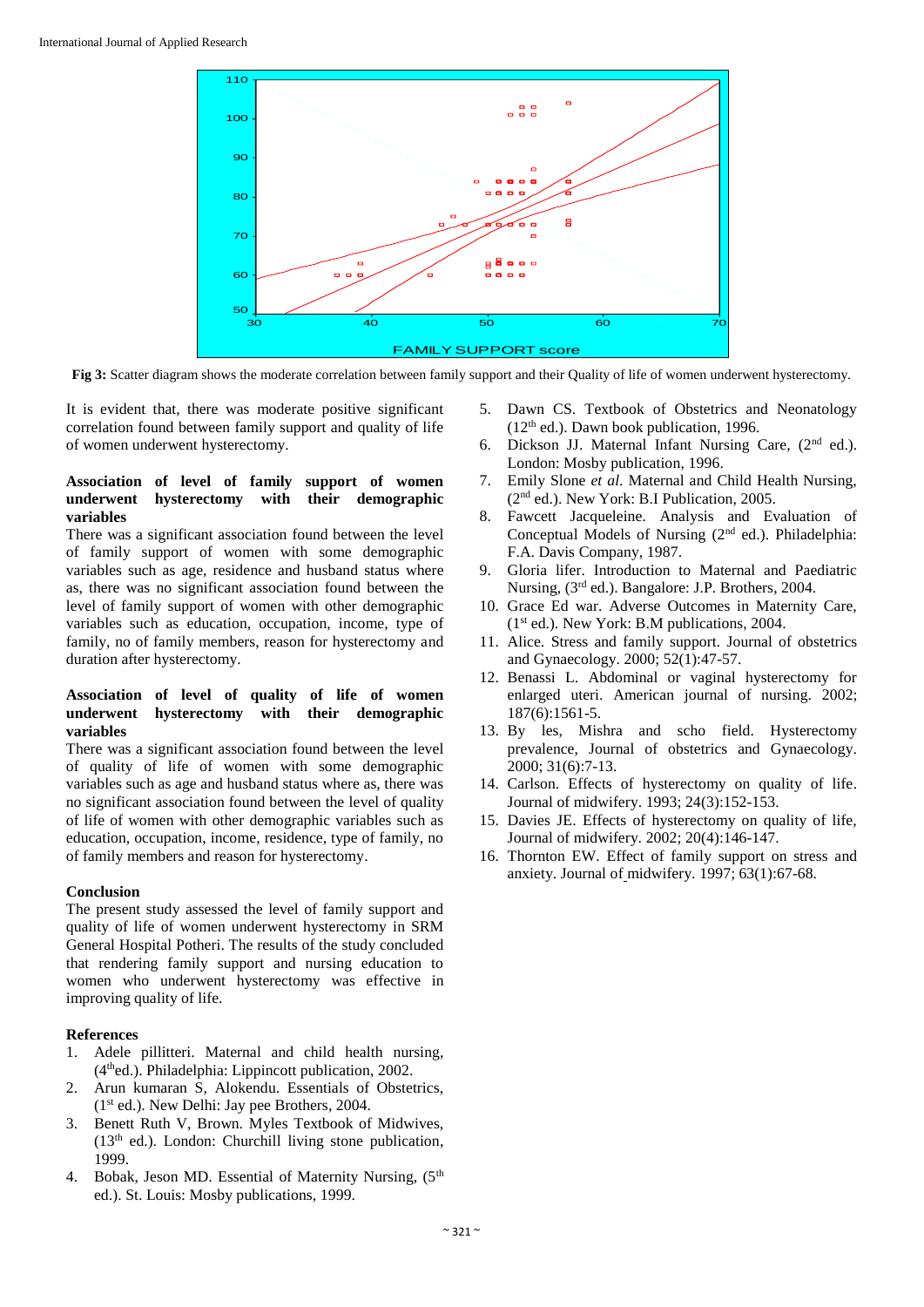110
100
90
80
70
60
50
30
40
50
60
70
FAMILY SUPPORT score

**Fig 3:** Scatter diagram shows the moderate correlation between family support and their Quality of life of women underwent hysterectomy.

It is evident that, there was moderate positive significant correlation found between family support and quality of life of women underwent hysterectomy.

**Association of level of family support of women underwent hysterectomy with their demographic variables**

There was a significant association found between the level of family support of women with some demographic variables such as age, residence and husband status where as, there was no significant association found between the level of family support of women with other demographic variables such as education, occupation, income, type of family, no of family members, reason for hysterectomy and duration after hysterectomy.

**Association of level of quality of life of women underwent hysterectomy with their demographic variables**

There was a significant association found between the level of quality of life of women with some demographic variables such as age and husband status where as, there was no significant association found between the level of quality of life of women with other demographic variables such as education, occupation, income, residence, type of family, no of family members and reason for hysterectomy.

**Conclusion**

The present study assessed the level of family support and quality of life of women underwent hysterectomy in SRM General Hospital Potheri. The results of the study concluded that rendering family support and nursing education to women who underwent hysterectomy was effective in improving quality of life.

**References**

1. Adele pillitteri. Maternal and child health nursing, (4th ed.). Philadelphia: Lippincott publication, 2002.
2. Arun kumaran S, Alokendu. Essentials of Obstetrics, (1st ed.). New Delhi: Jay pee Brothers, 2004.
3. Benett Ruth V, Brown. Myles Textbook of Midwives, (13th ed.). London: Churchill living stone publication, 1999.
4. Bobak, Jeson MD. Essential of Maternity Nursing, (5th ed.). St. Louis: Mosby publications, 1999.
5. Dawn CS. Textbook of Obstetrics and Neonatology (12th ed.). Dawn book publication, 1996.
6. Dickson JJ. Maternal Infant Nursing Care, (2nd ed.). London: Mosby publication, 1996.
7. Emily Slone *et al*. Maternal and Child Health Nursing, (2nd ed.). New York: B.I Publication, 2005.
8. Fawcett Jacqueleine. Analysis and Evaluation of Conceptual Models of Nursing (2nd ed.). Philadelphia: F.A. Davis Company, 1987.
9. Gloria lifer. Introduction to Maternal and Paediatric Nursing, (3rd ed.). Bangalore: J.P. Brothers, 2004.
10. Grace Ed war. Adverse Outcomes in Maternity Care, (1st ed.). New York: B.M publications, 2004.
11. Alice. Stress and family support. Journal of obstetrics and Gynaecology. 2000; 52(1):47-57.
12. Benassi L. Abdominal or vaginal hysterectomy for enlarged uteri. American journal of nursing. 2002; 187(6):1561-5.
13. By les, Mishra and scho field. Hysterectomy prevalence, Journal of obstetrics and Gynaecology. 2000; 31(6):7-13.
14. Carlson. Effects of hysterectomy on quality of life. Journal of midwifery. 1993; 24(3):152-153.
15. Davies JE. Effects of hysterectomy on quality of life, Journal of midwifery. 2002; 20(4):146-147.
16. Thornton EW. Effect of family support on stress and anxiety. Journal of midwifery. 1997; 63(1):67-68.